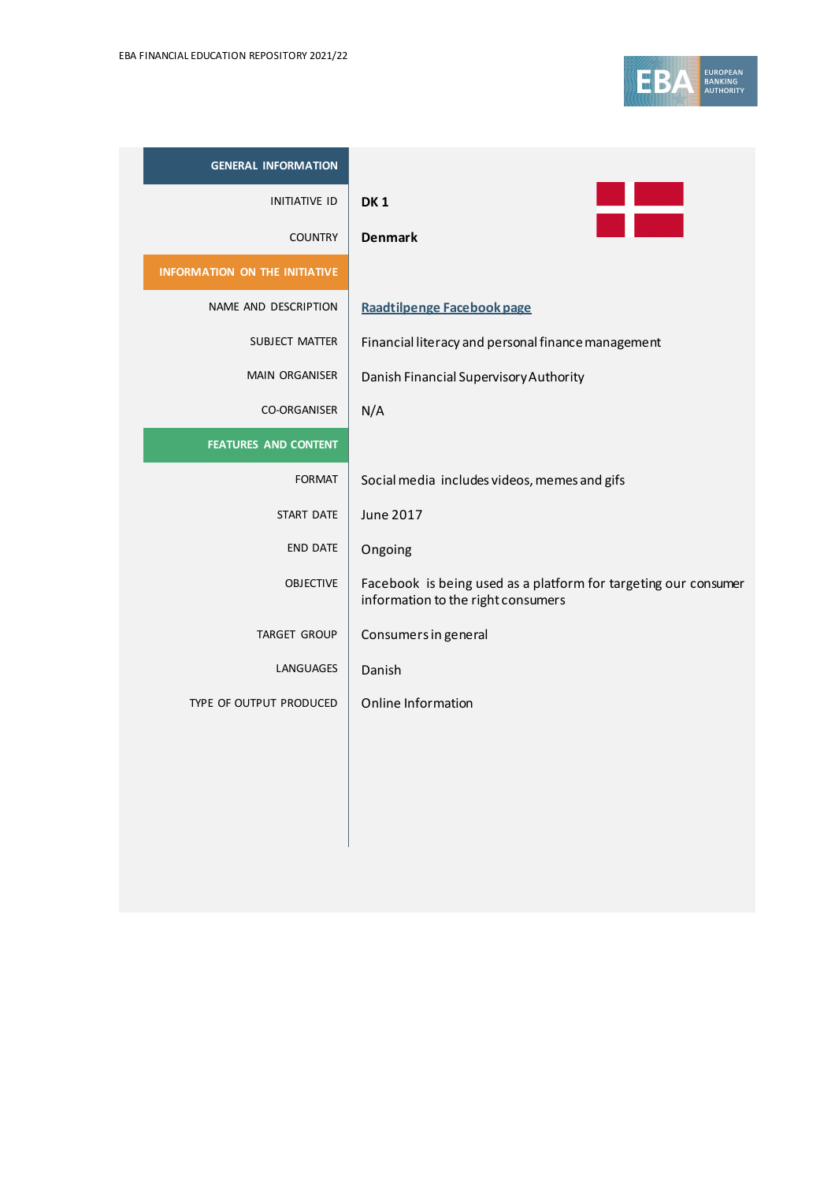| GENERAL INFORMATION | |
|---|---|
| INITIATIVE ID | **DK 1** |
| COUNTRY | **Denmark** |
| **INFORMATION ON THE INITIATIVE** | |
| NAME AND DESCRIPTION | Raadtilpenge Facebook page |
| SUBJECT MATTER | Financial literacy and personal finance management |
| MAIN ORGANISER | Danish Financial Supervisory Authority |
| CO-ORGANISER | N/A |
| **FEATURES AND CONTENT** | |
| FORMAT | Social media includes videos, memes and gifs |
| START DATE | June 2017 |
| END DATE | Ongoing |
| OBJECTIVE | Facebook is being used as a platform for targeting our consumer information to the right consumers |
| TARGET GROUP | Consumers in general |
| LANGUAGES | Danish |
| TYPE OF OUTPUT PRODUCED | Online Information |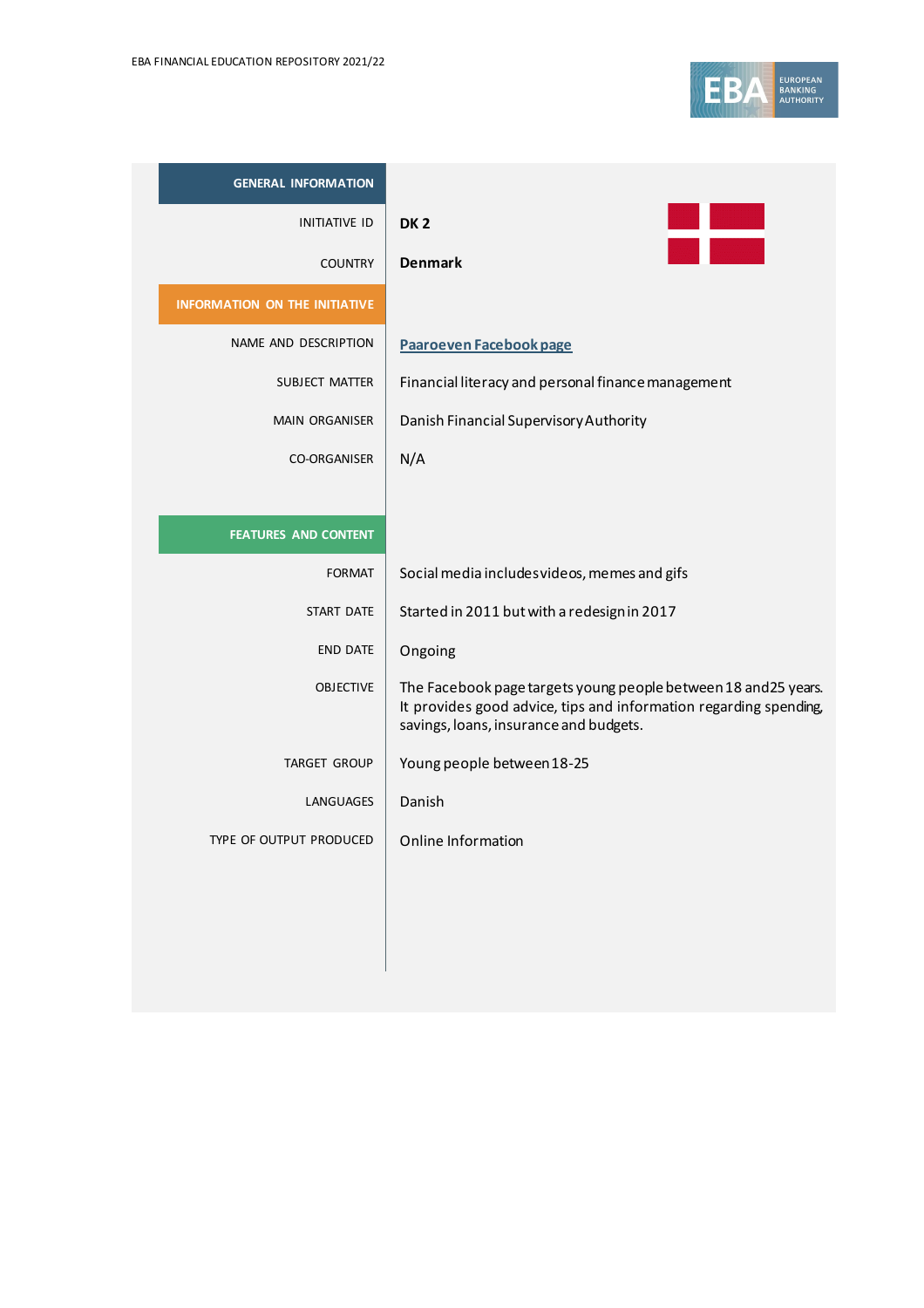| GENERAL INFORMATION | |
|---|---|
| INITIATIVE ID | **DK 2** |
| COUNTRY | **Denmark** |
| **INFORMATION ON THE INITIATIVE** | |
| NAME AND DESCRIPTION | Paaroeven Facebook page |
| SUBJECT MATTER | Financial literacy and personal finance management |
| MAIN ORGANISER | Danish Financial Supervisory Authority |
| CO-ORGANISER | N/A |
| **FEATURES AND CONTENT** | |
| FORMAT | Social media includes videos, memes and gifs |
| START DATE | Started in 2011 but with a redesign in 2017 |
| END DATE | Ongoing |
| OBJECTIVE | The Facebook page targets young people between 18 and25 years. It provides good advice, tips and information regarding spending, savings, loans, insurance and budgets. |
| TARGET GROUP | Young people between 18-25 |
| LANGUAGES | Danish |
| TYPE OF OUTPUT PRODUCED | Online Information |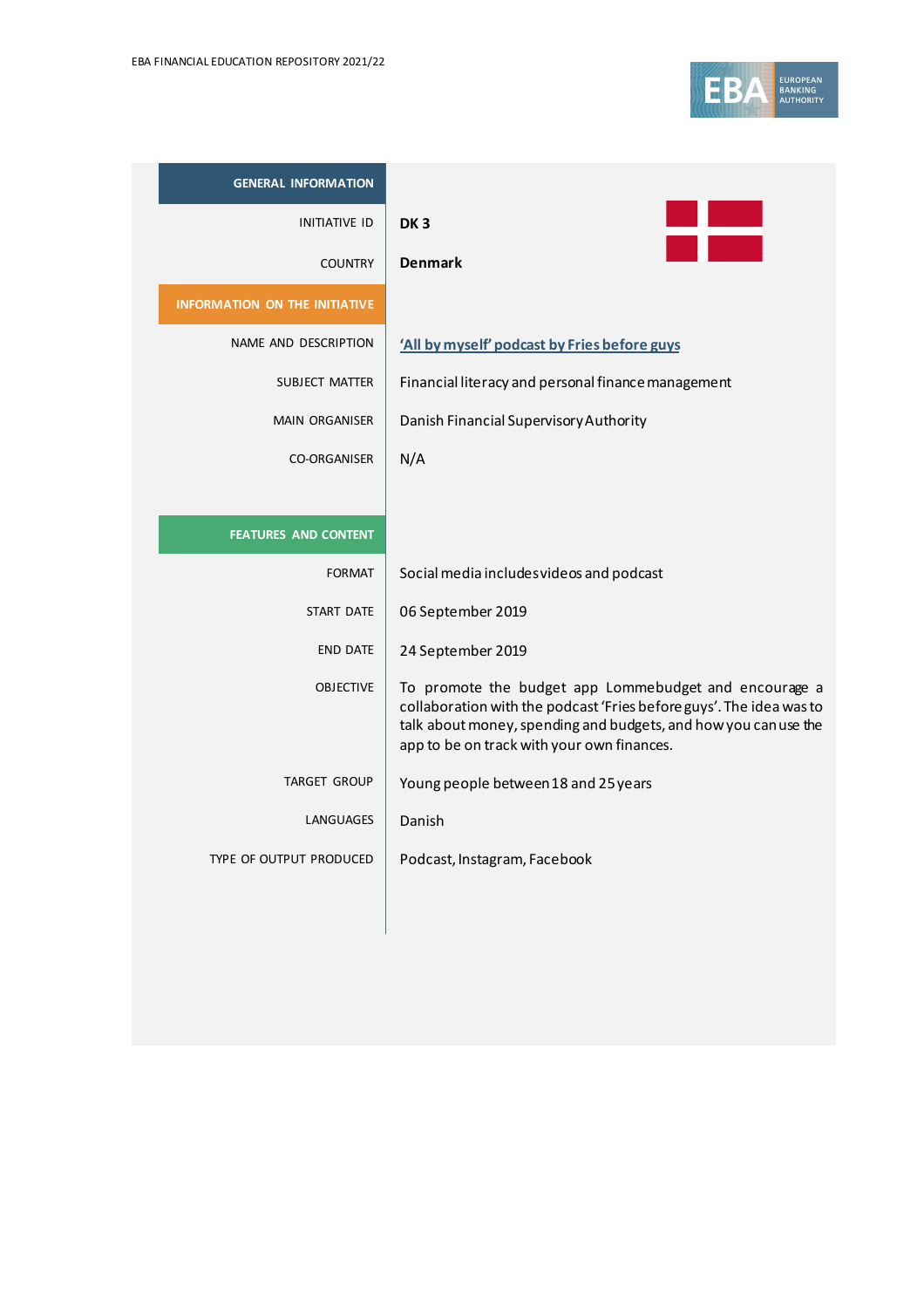| GENERAL INFORMATION | |
| --- | --- |
| INITIATIVE ID | **DK 3** |
| COUNTRY | **Denmark** |
| **INFORMATION ON THE INITIATIVE** | |
| NAME AND DESCRIPTION | 'All by myself' podcast by Fries before guys |
| SUBJECT MATTER | Financial literacy and personal finance management |
| MAIN ORGANISER | Danish Financial Supervisory Authority |
| CO-ORGANISER | N/A |
| **FEATURES AND CONTENT** | |
| FORMAT | Social media includes videos and podcast |
| START DATE | 06 September 2019 |
| END DATE | 24 September 2019 |
| OBJECTIVE | To promote the budget app Lommebudget and encourage a collaboration with the podcast 'Fries before guys'. The idea was to talk about money, spending and budgets, and how you can use the app to be on track with your own finances. |
| TARGET GROUP | Young people between 18 and 25 years |
| LANGUAGES | Danish |
| TYPE OF OUTPUT PRODUCED | Podcast, Instagram, Facebook |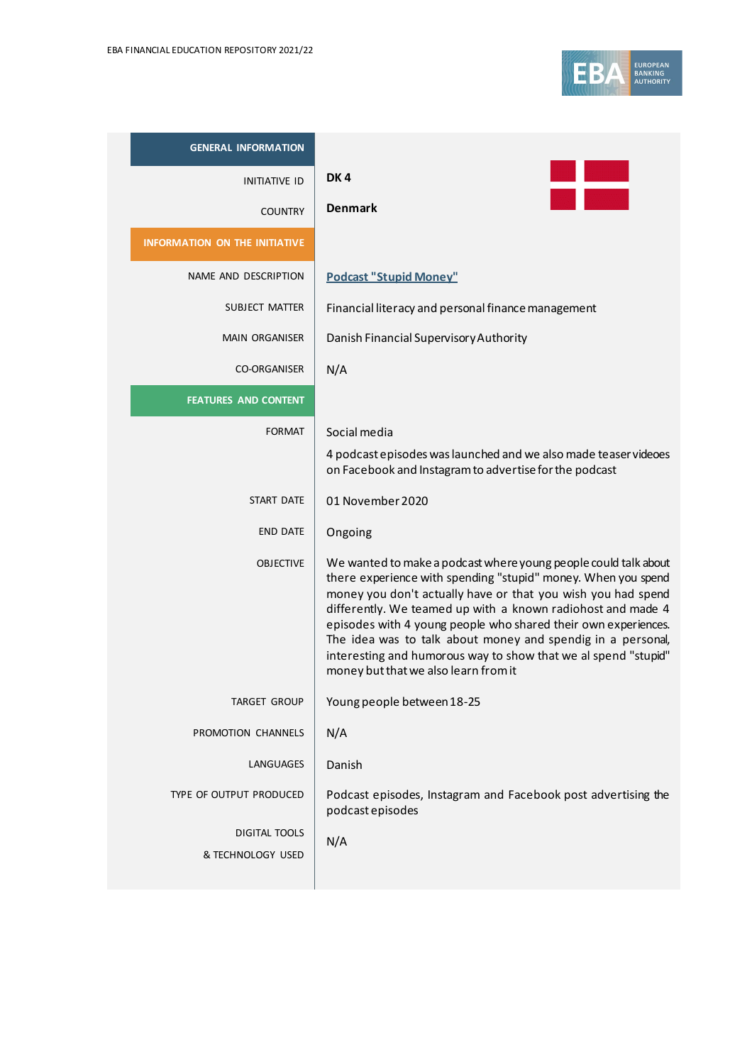| GENERAL INFORMATION | |
|---|---|
| INITIATIVE ID | **DK 4** |
| COUNTRY | **Denmark** |
| **INFORMATION ON THE INITIATIVE** | |
| NAME AND DESCRIPTION | **Podcast "Stupid Money"** |
| SUBJECT MATTER | Financial literacy and personal finance management |
| MAIN ORGANISER | Danish Financial Supervisory Authority |
| CO-ORGANISER | N/A |
| **FEATURES AND CONTENT** | |
| FORMAT | Social media<br>4 podcast episodes was launched and we also made teaser videoes on Facebook and Instagram to advertise for the podcast |
| START DATE | 01 November 2020 |
| END DATE | Ongoing |
| OBJECTIVE | We wanted to make a podcast where young people could talk about there experience with spending "stupid" money. When you spend money you don't actually have or that you wish you had spend differently. We teamed up with a known radiohost and made 4 episodes with 4 young people who shared their own experiences. The idea was to talk about money and spendig in a personal, interesting and humorous way to show that we al spend "stupid" money but that we also learn from it |
| TARGET GROUP | Young people between 18-25 |
| PROMOTION CHANNELS | N/A |
| LANGUAGES | Danish |
| TYPE OF OUTPUT PRODUCED | Podcast episodes, Instagram and Facebook post advertising the podcast episodes |
| DIGITAL TOOLS & TECHNOLOGY USED | N/A |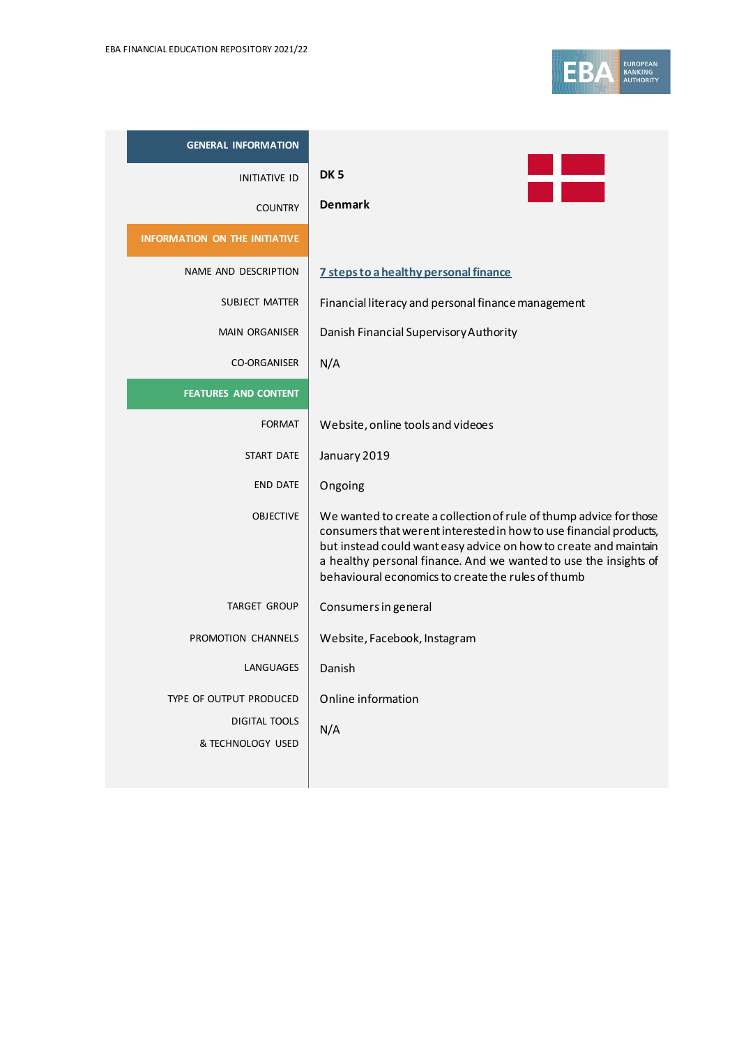| GENERAL INFORMATION | |
|---|---|
| INITIATIVE ID | **DK 5** |
| COUNTRY | **Denmark** |
| **INFORMATION ON THE INITIATIVE** | |
| NAME AND DESCRIPTION | 7 steps to a healthy personal finance |
| SUBJECT MATTER | Financial literacy and personal finance management |
| MAIN ORGANISER | Danish Financial Supervisory Authority |
| CO-ORGANISER | N/A |
| **FEATURES AND CONTENT** | |
| FORMAT | Website, online tools and videoes |
| START DATE | January 2019 |
| END DATE | Ongoing |
| OBJECTIVE | We wanted to create a collection of rule of thump advice for those consumers that werent interested in how to use financial products, but instead could want easy advice on how to create and maintain a healthy personal finance. And we wanted to use the insights of behavioural economics to create the rules of thumb |
| TARGET GROUP | Consumers in general |
| PROMOTION CHANNELS | Website, Facebook, Instagram |
| LANGUAGES | Danish |
| TYPE OF OUTPUT PRODUCED | Online information |
| DIGITAL TOOLS & TECHNOLOGY USED | N/A |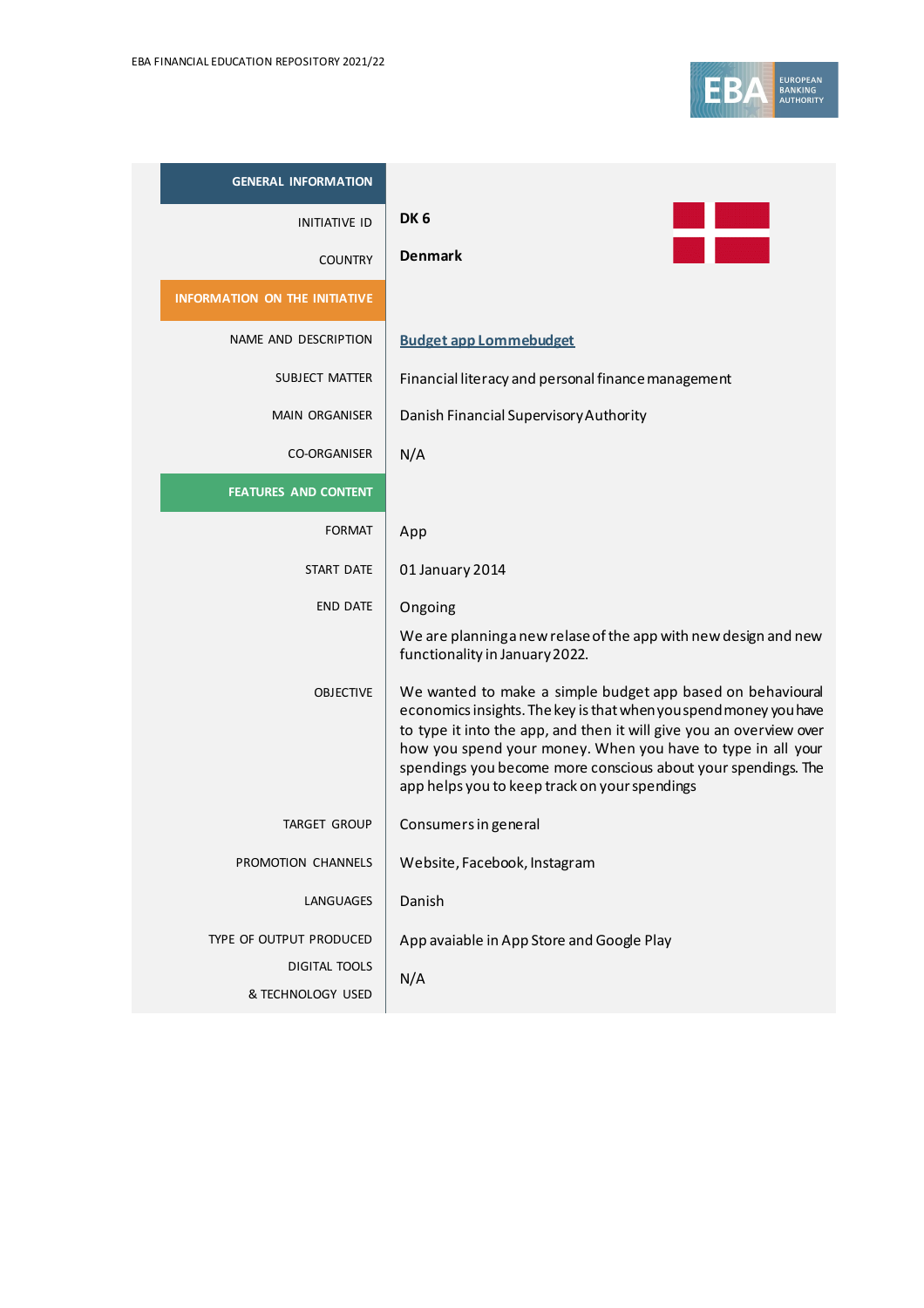| GENERAL INFORMATION | |
|---|---|
| INITIATIVE ID | **DK 6** |
| COUNTRY | **Denmark** |
| **INFORMATION ON THE INITIATIVE** | |
| NAME AND DESCRIPTION | [Budget app Lommebudget]() |
| SUBJECT MATTER | Financial literacy and personal finance management |
| MAIN ORGANISER | Danish Financial Supervisory Authority |
| CO-ORGANISER | N/A |
| **FEATURES AND CONTENT** | |
| FORMAT | App |
| START DATE | 01 January 2014 |
| END DATE | Ongoing<br><br>We are planning a new relase of the app with new design and new functionality in January 2022. |
| OBJECTIVE | We wanted to make a simple budget app based on behavioural economics insights. The key is that when you spend money you have to type it into the app, and then it will give you an overview over how you spend your money. When you have to type in all your spendings you become more conscious about your spendings. The app helps you to keep track on your spendings |
| TARGET GROUP | Consumers in general |
| PROMOTION CHANNELS | Website, Facebook, Instagram |
| LANGUAGES | Danish |
| TYPE OF OUTPUT PRODUCED | App avaiable in App Store and Google Play |
| DIGITAL TOOLS & TECHNOLOGY USED | N/A |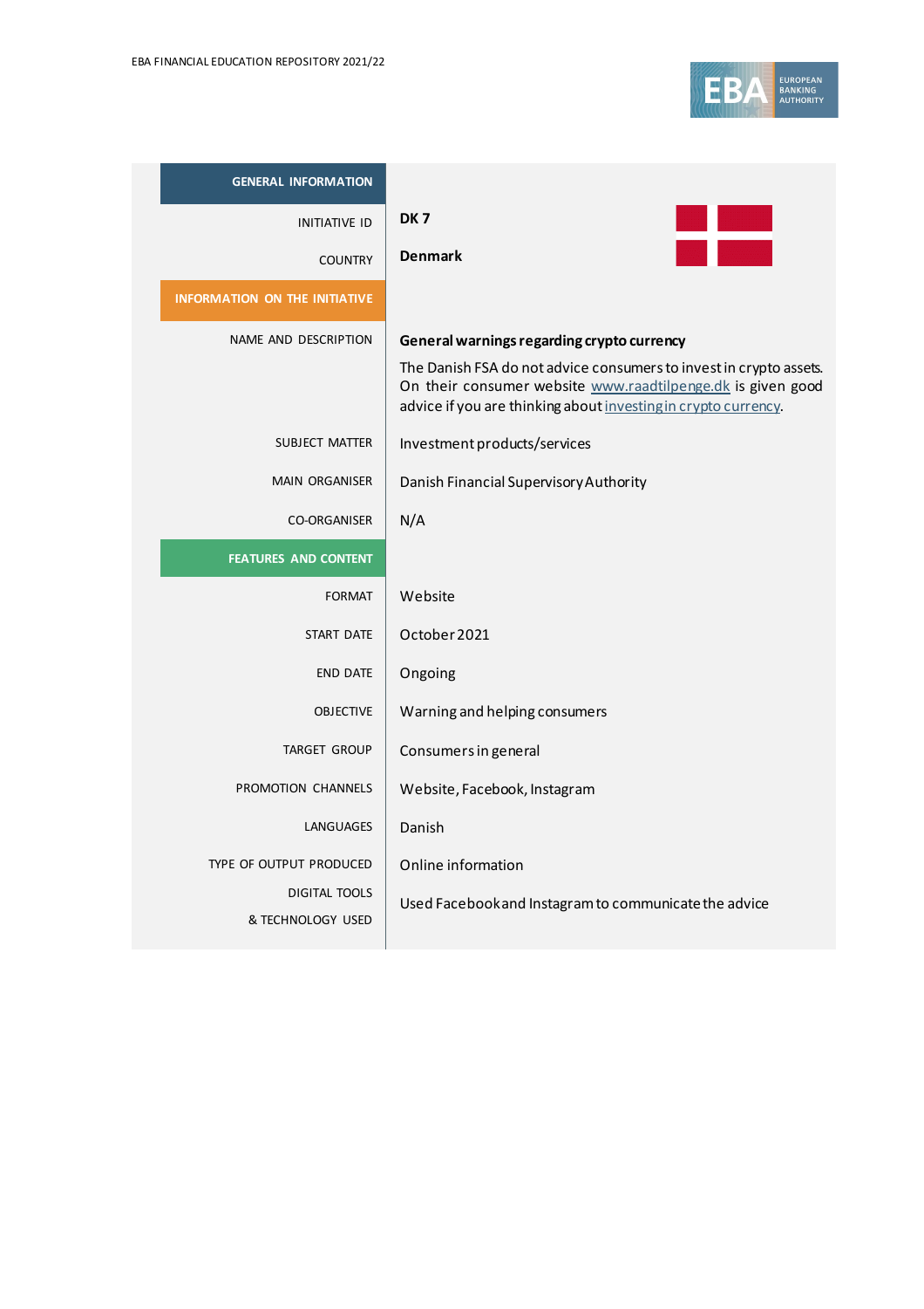| GENERAL INFORMATION | |
|---|---|
| INITIATIVE ID | **DK 7** |
| COUNTRY | **Denmark** |
| **INFORMATION ON THE INITIATIVE** | |
| NAME AND DESCRIPTION | **General warnings regarding crypto currency**<br>The Danish FSA do not advice consumers to invest in crypto assets. On their consumer website [www.raadtilpenge.dk](www.raadtilpenge.dk) is given good advice if you are thinking about [investing in crypto currency](). |
| SUBJECT MATTER | Investment products/services |
| MAIN ORGANISER | Danish Financial Supervisory Authority |
| CO-ORGANISER | N/A |
| **FEATURES AND CONTENT** | |
| FORMAT | Website |
| START DATE | October 2021 |
| END DATE | Ongoing |
| OBJECTIVE | Warning and helping consumers |
| TARGET GROUP | Consumers in general |
| PROMOTION CHANNELS | Website, Facebook, Instagram |
| LANGUAGES | Danish |
| TYPE OF OUTPUT PRODUCED | Online information |
| DIGITAL TOOLS & TECHNOLOGY USED | Used Facebook and Instagram to communicate the advice |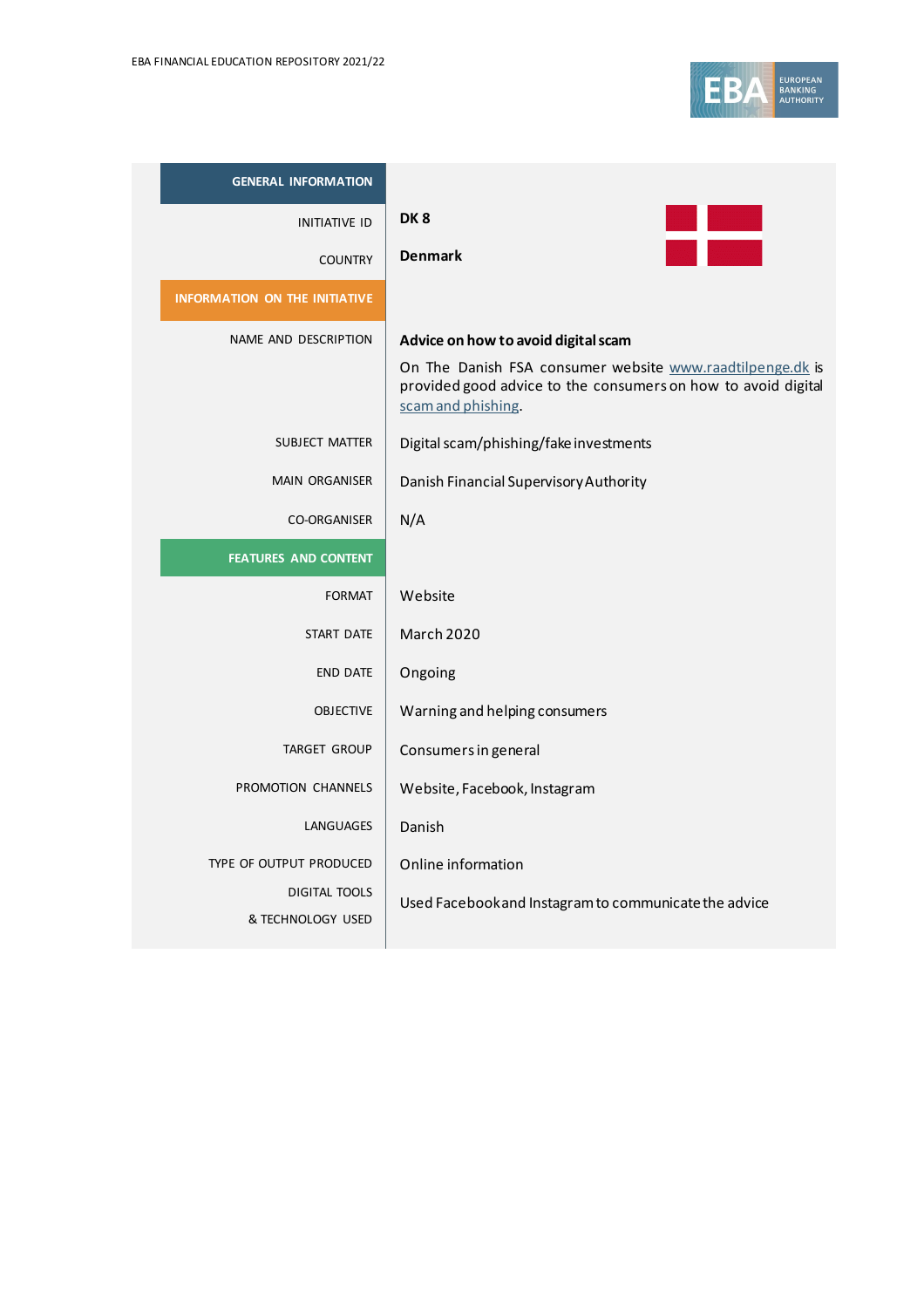| GENERAL INFORMATION | |
|---|---|
| INITIATIVE ID | **DK 8** |
| COUNTRY | **Denmark** |
| **INFORMATION ON THE INITIATIVE** | |
| NAME AND DESCRIPTION | **Advice on how to avoid digital scam**<br>On The Danish FSA consumer website www.raadtilpenge.dk is provided good advice to the consumers on how to avoid digital scam and phishing. |
| SUBJECT MATTER | Digital scam/phishing/fake investments |
| MAIN ORGANISER | Danish Financial Supervisory Authority |
| CO-ORGANISER | N/A |
| **FEATURES AND CONTENT** | |
| FORMAT | Website |
| START DATE | March 2020 |
| END DATE | Ongoing |
| OBJECTIVE | Warning and helping consumers |
| TARGET GROUP | Consumers in general |
| PROMOTION CHANNELS | Website, Facebook, Instagram |
| LANGUAGES | Danish |
| TYPE OF OUTPUT PRODUCED | Online information |
| DIGITAL TOOLS & TECHNOLOGY USED | Used Facebook and Instagram to communicate the advice |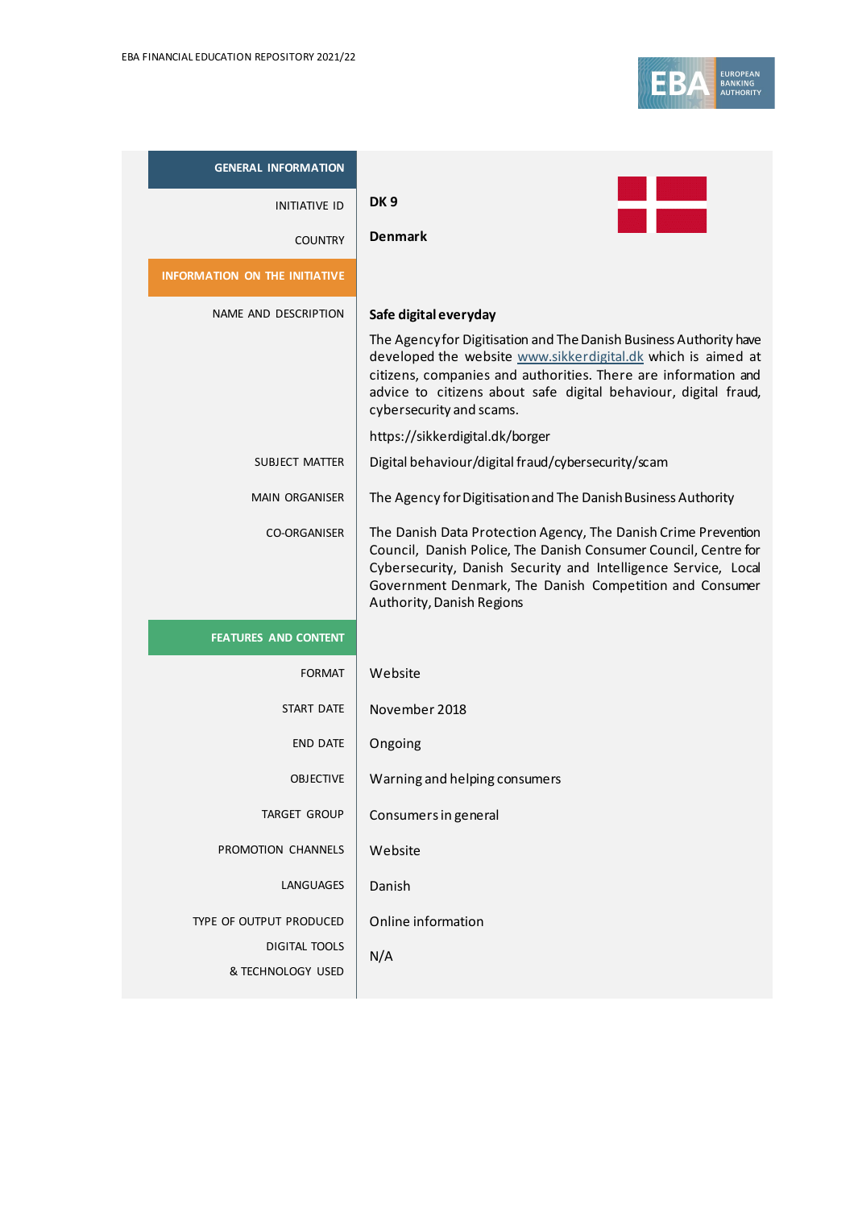| | |
|---|---|
| **GENERAL INFORMATION** | |
| INITIATIVE ID | **DK 9** |
| COUNTRY | **Denmark** |
| **INFORMATION ON THE INITIATIVE** | |
| NAME AND DESCRIPTION | **Safe digital everyday**<br>The Agency for Digitisation and The Danish Business Authority have developed the website www.sikkerdigital.dk which is aimed at citizens, companies and authorities. There are information and advice to citizens about safe digital behaviour, digital fraud, cybersecurity and scams.<br>https://sikkerdigital.dk/borger |
| SUBJECT MATTER | Digital behaviour/digital fraud/cybersecurity/scam |
| MAIN ORGANISER | The Agency for Digitisation and The Danish Business Authority |
| CO-ORGANISER | The Danish Data Protection Agency, The Danish Crime Prevention Council, Danish Police, The Danish Consumer Council, Centre for Cybersecurity, Danish Security and Intelligence Service, Local Government Denmark, The Danish Competition and Consumer Authority, Danish Regions |
| **FEATURES AND CONTENT** | |
| FORMAT | Website |
| START DATE | November 2018 |
| END DATE | Ongoing |
| OBJECTIVE | Warning and helping consumers |
| TARGET GROUP | Consumers in general |
| PROMOTION CHANNELS | Website |
| LANGUAGES | Danish |
| TYPE OF OUTPUT PRODUCED | Online information |
| DIGITAL TOOLS & TECHNOLOGY USED | N/A |